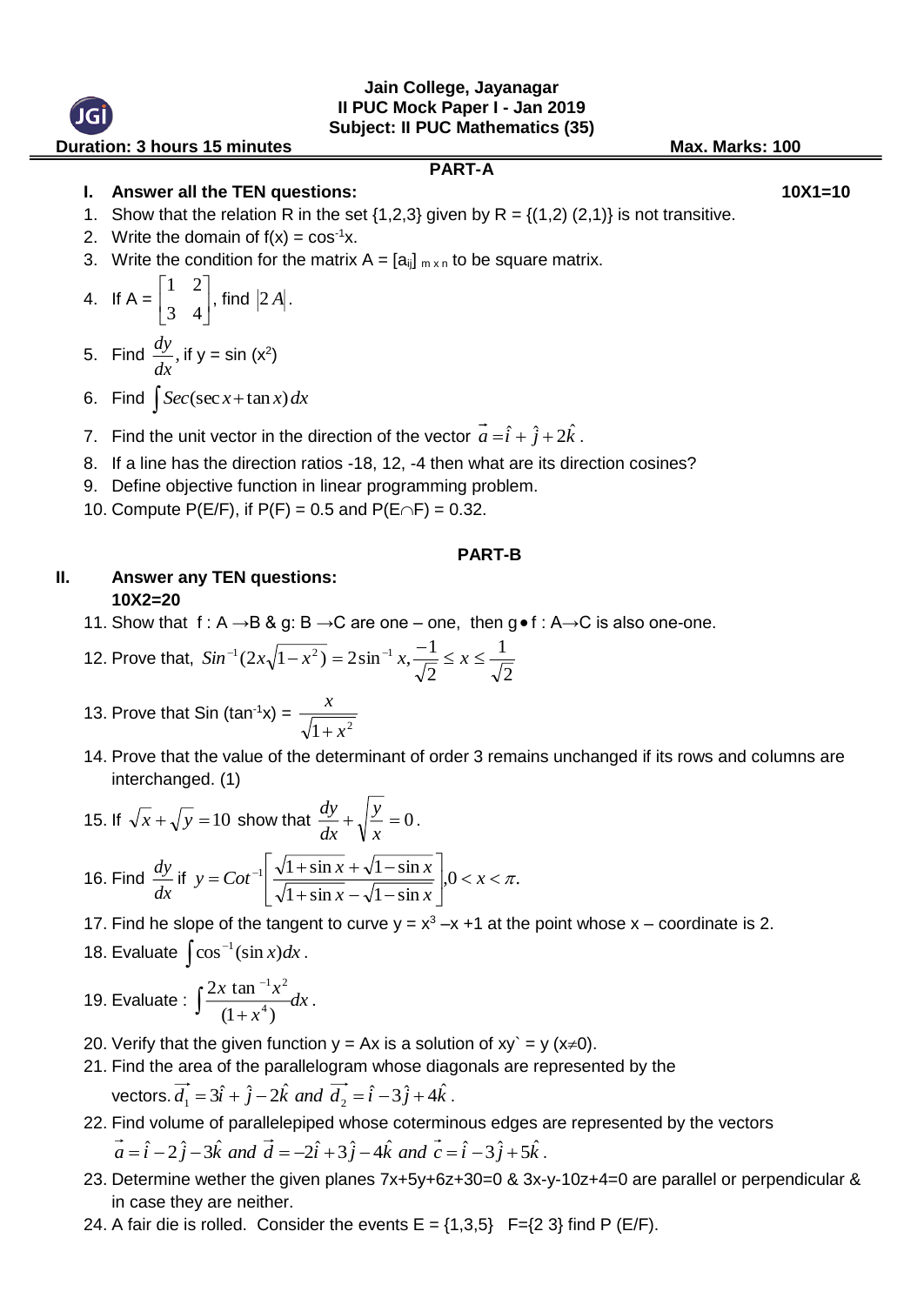**Jain College, Jayanagar**
**II PUC Mock Paper I - Jan 2019**
**Subject: II PUC Mathematics (35)**

**Duration: 3 hours 15 minutes** **Max. Marks: 100**

## PART-A

**I. Answer all the TEN questions:** **10X1=10**

1. Show that the relation R in the set {1,2,3} given by R = {(1,2) (2,1)} is not transitive.
2. Write the domain of $f(x) = \cos^{-1}x$.
3. Write the condition for the matrix $A = [a_{ij}]_{m \times n}$ to be square matrix.
4. If A = $\begin{bmatrix} 1 & 2 \\ 3 & 4 \end{bmatrix}$, find $|2A|$.
5. Find $\frac{dy}{dx}$, if $y = \sin(x^2)$
6. Find $\int Sec(\sec x + \tan x)\,dx$
7. Find the unit vector in the direction of the vector $\vec{a} = \hat{i} + \hat{j} + 2\hat{k}$.
8. If a line has the direction ratios -18, 12, -4 then what are its direction cosines?
9. Define objective function in linear programming problem.
10. Compute P(E/F), if P(F) = 0.5 and $P(E \cap F) = 0.32$.

## PART-B

**II. Answer any TEN questions:**
**10X2=20**

11. Show that f : A →B & g: B →C are one – one, then g•f : A→C is also one-one.
12. Prove that, $Sin^{-1}(2x\sqrt{1-x^2}) = 2\sin^{-1}x, \frac{-1}{\sqrt{2}} \le x \le \frac{1}{\sqrt{2}}$
13. Prove that $\sin(\tan^{-1}x) = \frac{x}{\sqrt{1+x^2}}$
14. Prove that the value of the determinant of order 3 remains unchanged if its rows and columns are interchanged. (1)
15. If $\sqrt{x} + \sqrt{y} = 10$ show that $\frac{dy}{dx} + \sqrt{\frac{y}{x}} = 0$.
16. Find $\frac{dy}{dx}$ if $y = Cot^{-1}\left[\frac{\sqrt{1+\sin x} + \sqrt{1-\sin x}}{\sqrt{1+\sin x} - \sqrt{1-\sin x}}\right], 0 < x < \pi.$
17. Find he slope of the tangent to curve $y = x^3 - x + 1$ at the point whose x – coordinate is 2.
18. Evaluate $\int \cos^{-1}(\sin x)dx$.
19. Evaluate : $\int \frac{2x\tan^{-1}x^2}{(1+x^4)}dx$.
20. Verify that the given function y = Ax is a solution of xy` = y (x≠0).
21. Find the area of the parallelogram whose diagonals are represented by the vectors. $\vec{d_1} = 3\hat{i} + \hat{j} - 2\hat{k}$ *and* $\vec{d_2} = \hat{i} - 3\hat{j} + 4\hat{k}$.
22. Find volume of parallelepiped whose coterminous edges are represented by the vectors $\vec{a} = \hat{i} - 2\hat{j} - 3\hat{k}$ *and* $\vec{d} = -2\hat{i} + 3\hat{j} - 4\hat{k}$ *and* $\vec{c} = \hat{i} - 3\hat{j} + 5\hat{k}$.
23. Determine wether the given planes 7x+5y+6z+30=0 & 3x-y-10z+4=0 are parallel or perpendicular & in case they are neither.
24. A fair die is rolled. Consider the events E = {1,3,5} F={2 3} find P (E/F).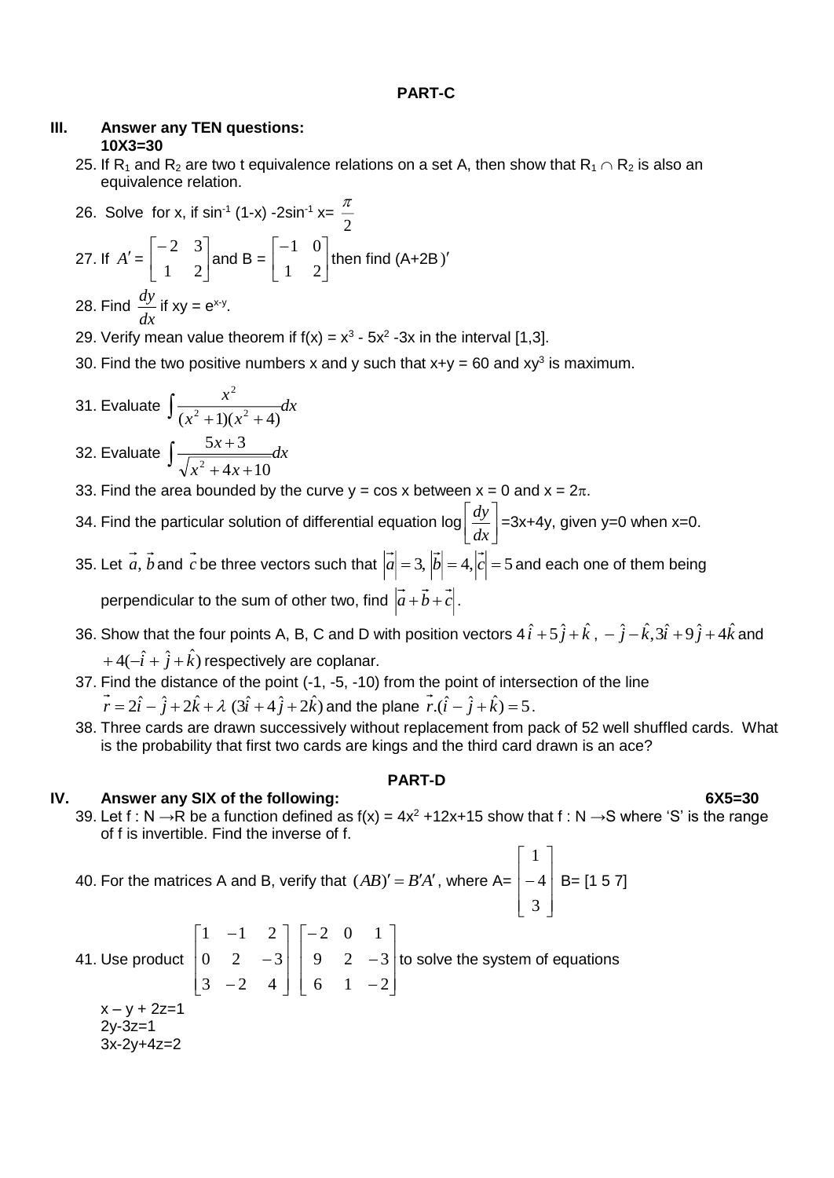## PART-C

**III. Answer any TEN questions:** **10X3=30**

25. If $R_1$ and $R_2$ are two t equivalence relations on a set A, then show that $R_1 \cap R_2$ is also an equivalence relation.

26. Solve for x, if $\sin^{-1}(1-x) - 2\sin^{-1} x = \frac{\pi}{2}$

27. If $A' = \begin{bmatrix} -2 & 3 \\ 1 & 2 \end{bmatrix}$ and B = $\begin{bmatrix} -1 & 0 \\ 1 & 2 \end{bmatrix}$ then find $(A+2B)'$

28. Find $\frac{dy}{dx}$ if $xy = e^{x-y}$.

29. Verify mean value theorem if $f(x) = x^3 - 5x^2 - 3x$ in the interval [1,3].

30. Find the two positive numbers x and y such that x+y = 60 and $xy^3$ is maximum.

31. Evaluate $\int \frac{x^2}{(x^2+1)(x^2+4)} dx$

32. Evaluate $\int \frac{5x+3}{\sqrt{x^2+4x+10}} dx$

33. Find the area bounded by the curve y = cos x between x = 0 and x = $2\pi$.

34. Find the particular solution of differential equation $\log\left[\frac{dy}{dx}\right]$=3x+4y, given y=0 when x=0.

35. Let $\vec{a}, \vec{b}$ and $\vec{c}$ be three vectors such that $|\vec{a}| = 3, |\vec{b}| = 4, |\vec{c}| = 5$ and each one of them being perpendicular to the sum of other two, find $|\vec{a} + \vec{b} + \vec{c}|$.

36. Show that the four points A, B, C and D with position vectors $4\hat{i} + 5\hat{j} + \hat{k}$ , $-\hat{j} - \hat{k}, 3\hat{i} + 9\hat{j} + 4\hat{k}$ and $+4(-\hat{i} + \hat{j} + \hat{k})$ respectively are coplanar.

37. Find the distance of the point (-1, -5, -10) from the point of intersection of the line $\vec{r} = 2\hat{i} - \hat{j} + 2\hat{k} + \lambda\,(3\hat{i} + 4\hat{j} + 2\hat{k})$ and the plane $\vec{r}.(\hat{i} - \hat{j} + \hat{k}) = 5$.

38. Three cards are drawn successively without replacement from pack of 52 well shuffled cards. What is the probability that first two cards are kings and the third card drawn is an ace?

## PART-D

**IV. Answer any SIX of the following:** **6X5=30**

39. Let f : N →R be a function defined as $f(x) = 4x^2 + 12x + 15$ show that f : N →S where 'S' is the range of f is invertible. Find the inverse of f.

40. For the matrices A and B, verify that $(AB)' = B'A'$, where A= $\begin{bmatrix} 1 \\ -4 \\ 3 \end{bmatrix}$ B= [1 5 7]

41. Use product $\begin{bmatrix} 1 & -1 & 2 \\ 0 & 2 & -3 \\ 3 & -2 & 4 \end{bmatrix} \begin{bmatrix} -2 & 0 & 1 \\ 9 & 2 & -3 \\ 6 & 1 & -2 \end{bmatrix}$ to solve the system of equations

x – y + 2z=1
2y-3z=1
3x-2y+4z=2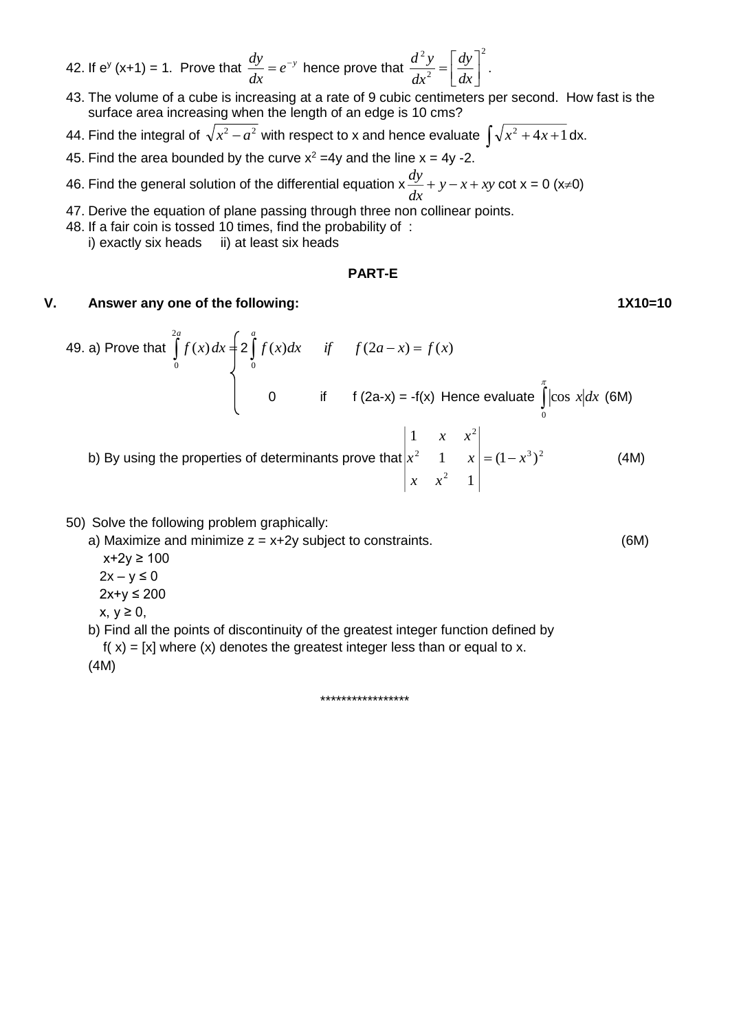42. If $e^y (x+1) = 1$. Prove that $\frac{dy}{dx} = e^{-y}$ hence prove that $\frac{d^2y}{dx^2} = \left[\frac{dy}{dx}\right]^2$.

43. The volume of a cube is increasing at a rate of 9 cubic centimeters per second. How fast is the surface area increasing when the length of an edge is 10 cms?

44. Find the integral of $\sqrt{x^2 - a^2}$ with respect to x and hence evaluate $\int \sqrt{x^2 + 4x + 1}\,dx$.

45. Find the area bounded by the curve $x^2 = 4y$ and the line $x = 4y - 2$.

46. Find the general solution of the differential equation $x\frac{dy}{dx} + y - x + xy \cot x = 0$ $(x \neq 0)$

47. Derive the equation of plane passing through three non collinear points.

48. If a fair coin is tossed 10 times, find the probability of :
    i) exactly six heads   ii) at least six heads

## PART-E

**V. Answer any one of the following: 1X10=10**

49. a) Prove that $\int_0^{2a} f(x)\,dx = \begin{cases} 2\int_0^a f(x)\,dx & \text{if } f(2a-x) = f(x) \\ 0 & \text{if } f(2a-x) = -f(x) \end{cases}$ Hence evaluate $\int_0^{\pi} |\cos x|\,dx$ (6M)

    b) By using the properties of determinants prove that $\begin{vmatrix} 1 & x & x^2 \\ x^2 & 1 & x \\ x & x^2 & 1 \end{vmatrix} = (1-x^3)^2$ (4M)

50) Solve the following problem graphically:

    a) Maximize and minimize $z = x+2y$ subject to constraints. (6M)
    $x+2y \geq 100$
    $2x - y \leq 0$
    $2x+y \leq 200$
    $x, y \geq 0$,

    b) Find all the points of discontinuity of the greatest integer function defined by
    $f(x) = [x]$ where $(x)$ denotes the greatest integer less than or equal to x.
    (4M)

*****************